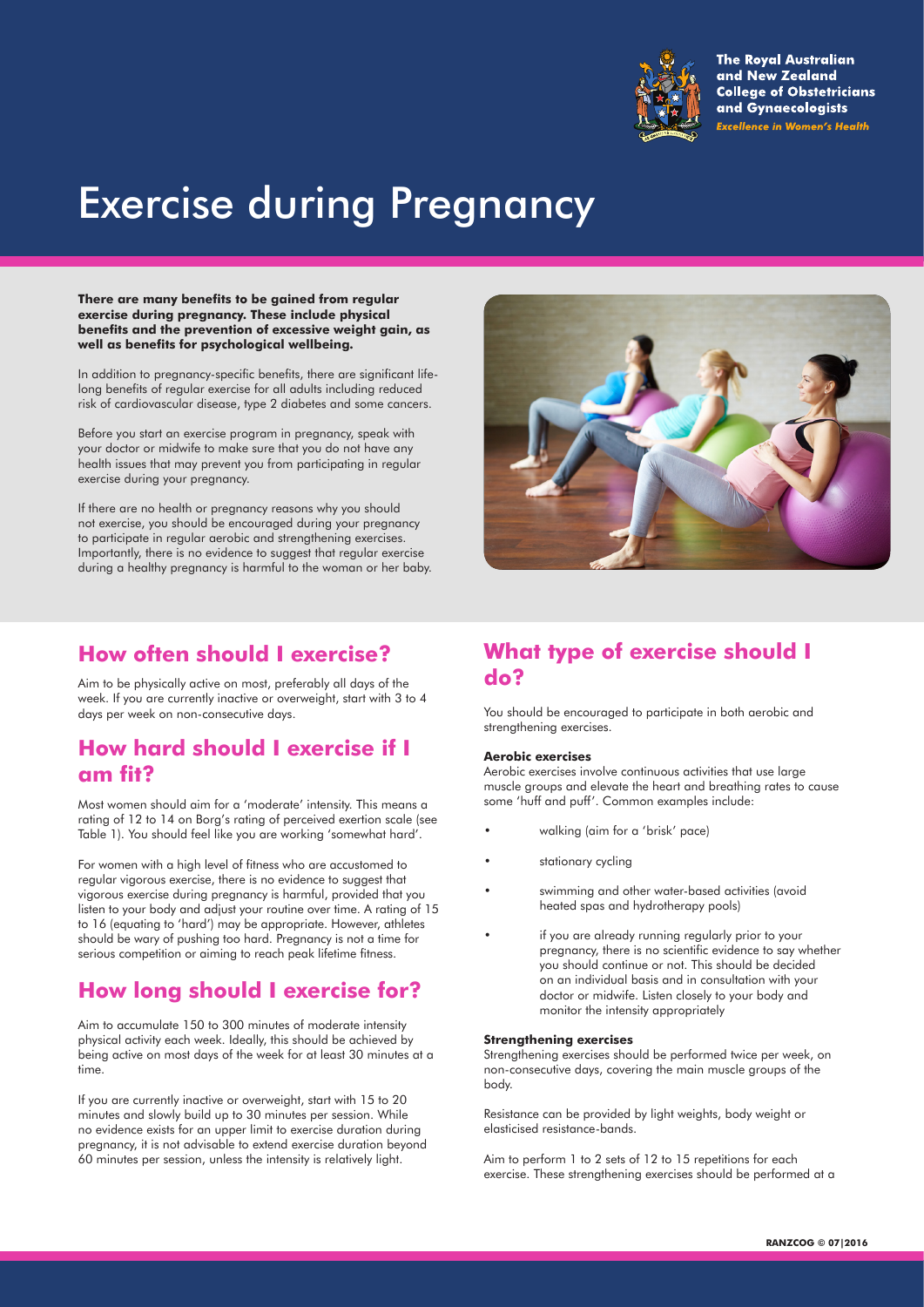The Royal Australian and New Zealand College of Obstetricians and Gynaecologists

*Excellence in Women's Health*

# Exercise during Pregnancy

**There are many benefits to be gained from regular exercise during pregnancy. These include physical benefits and the prevention of excessive weight gain, as well as benefits for psychological wellbeing.**

In addition to pregnancy-specific benefits, there are significant life-long benefits of regular exercise for all adults including reduced risk of cardiovascular disease, type 2 diabetes and some cancers.

Before you start an exercise program in pregnancy, speak with your doctor or midwife to make sure that you do not have any health issues that may prevent you from participating in regular exercise during your pregnancy.

If there are no health or pregnancy reasons why you should not exercise, you should be encouraged during your pregnancy to participate in regular aerobic and strengthening exercises. Importantly, there is no evidence to suggest that regular exercise during a healthy pregnancy is harmful to the woman or her baby.

## How often should I exercise?

Aim to be physically active on most, preferably all days of the week. If you are currently inactive or overweight, start with 3 to 4 days per week on non-consecutive days.

## How hard should I exercise if I am fit?

Most women should aim for a 'moderate' intensity. This means a rating of 12 to 14 on Borg's rating of perceived exertion scale (see Table 1). You should feel like you are working 'somewhat hard'.

For women with a high level of fitness who are accustomed to regular vigorous exercise, there is no evidence to suggest that vigorous exercise during pregnancy is harmful, provided that you listen to your body and adjust your routine over time. A rating of 15 to 16 (equating to 'hard') may be appropriate. However, athletes should be wary of pushing too hard. Pregnancy is not a time for serious competition or aiming to reach peak lifetime fitness.

## How long should I exercise for?

Aim to accumulate 150 to 300 minutes of moderate intensity physical activity each week. Ideally, this should be achieved by being active on most days of the week for at least 30 minutes at a time.

If you are currently inactive or overweight, start with 15 to 20 minutes and slowly build up to 30 minutes per session. While no evidence exists for an upper limit to exercise duration during pregnancy, it is not advisable to extend exercise duration beyond 60 minutes per session, unless the intensity is relatively light.

## What type of exercise should I do?

You should be encouraged to participate in both aerobic and strengthening exercises.

**Aerobic exercises**

Aerobic exercises involve continuous activities that use large muscle groups and elevate the heart and breathing rates to cause some 'huff and puff'. Common examples include:

- walking (aim for a 'brisk' pace)
- stationary cycling
- swimming and other water-based activities (avoid heated spas and hydrotherapy pools)
- if you are already running regularly prior to your pregnancy, there is no scientific evidence to say whether you should continue or not. This should be decided on an individual basis and in consultation with your doctor or midwife. Listen closely to your body and monitor the intensity appropriately

**Strengthening exercises**

Strengthening exercises should be performed twice per week, on non-consecutive days, covering the main muscle groups of the body.

Resistance can be provided by light weights, body weight or elasticised resistance-bands.

Aim to perform 1 to 2 sets of 12 to 15 repetitions for each exercise. These strengthening exercises should be performed at a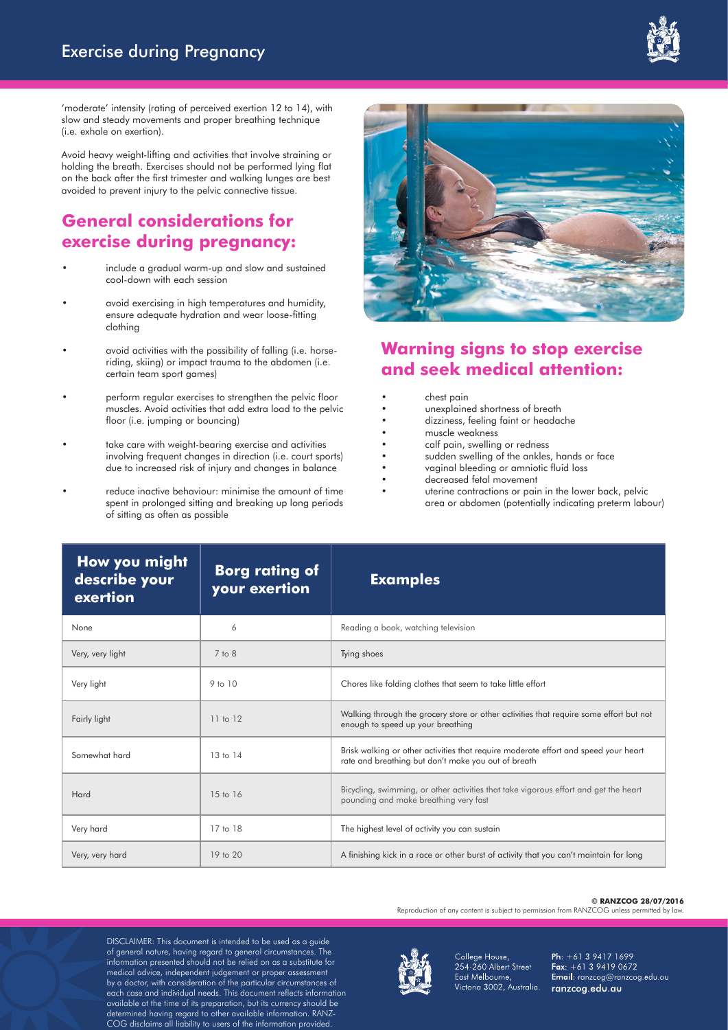'moderate' intensity (rating of perceived exertion 12 to 14), with slow and steady movements and proper breathing technique (i.e. exhale on exertion).

Avoid heavy weight-lifting and activities that involve straining or holding the breath. Exercises should not be performed lying flat on the back after the first trimester and walking lunges are best avoided to prevent injury to the pelvic connective tissue.

## General considerations for exercise during pregnancy:

- include a gradual warm-up and slow and sustained cool-down with each session
- avoid exercising in high temperatures and humidity, ensure adequate hydration and wear loose-fitting clothing
- avoid activities with the possibility of falling (i.e. horse-riding, skiing) or impact trauma to the abdomen (i.e. certain team sport games)
- perform regular exercises to strengthen the pelvic floor muscles. Avoid activities that add extra load to the pelvic floor (i.e. jumping or bouncing)
- take care with weight-bearing exercise and activities involving frequent changes in direction (i.e. court sports) due to increased risk of injury and changes in balance
- reduce inactive behaviour: minimise the amount of time spent in prolonged sitting and breaking up long periods of sitting as often as possible

## Warning signs to stop exercise and seek medical attention:

- chest pain
- unexplained shortness of breath
- dizziness, feeling faint or headache
- muscle weakness
- calf pain, swelling or redness
- sudden swelling of the ankles, hands or face
- vaginal bleeding or amniotic fluid loss
- decreased fetal movement
- uterine contractions or pain in the lower back, pelvic area or abdomen (potentially indicating preterm labour)

| How you might describe your exertion | Borg rating of your exertion | Examples |
|---|---|---|
| None | 6 | Reading a book, watching television |
| Very, very light | 7 to 8 | Tying shoes |
| Very light | 9 to 10 | Chores like folding clothes that seem to take little effort |
| Fairly light | 11 to 12 | Walking through the grocery store or other activities that require some effort but not enough to speed up your breathing |
| Somewhat hard | 13 to 14 | Brisk walking or other activities that require moderate effort and speed your heart rate and breathing but don't make you out of breath |
| Hard | 15 to 16 | Bicycling, swimming, or other activities that take vigorous effort and get the heart pounding and make breathing very fast |
| Very hard | 17 to 18 | The highest level of activity you can sustain |
| Very, very hard | 19 to 20 | A finishing kick in a race or other burst of activity that you can't maintain for long |

**© RANZCOG 28/07/2016**

Reproduction of any content is subject to permission from RANZCOG unless permitted by law.

DISCLAIMER: This document is intended to be used as a guide of general nature, having regard to general circumstances. The information presented should not be relied on as a substitute for medical advice, independent judgement or proper assessment by a doctor, with consideration of the particular circumstances of each case and individual needs. This document reflects information available at the time of its preparation, but its currency should be determined having regard to other available information. RANZCOG disclaims all liability to users of the information provided.

College House,
254-260 Albert Street
East Melbourne,
Victoria 3002, Australia.

**Ph**: +61 3 9417 1699
**Fax**: +61 3 9419 0672
**Email**: ranzcog@ranzcog.edu.au
**ranzcog.edu.au**